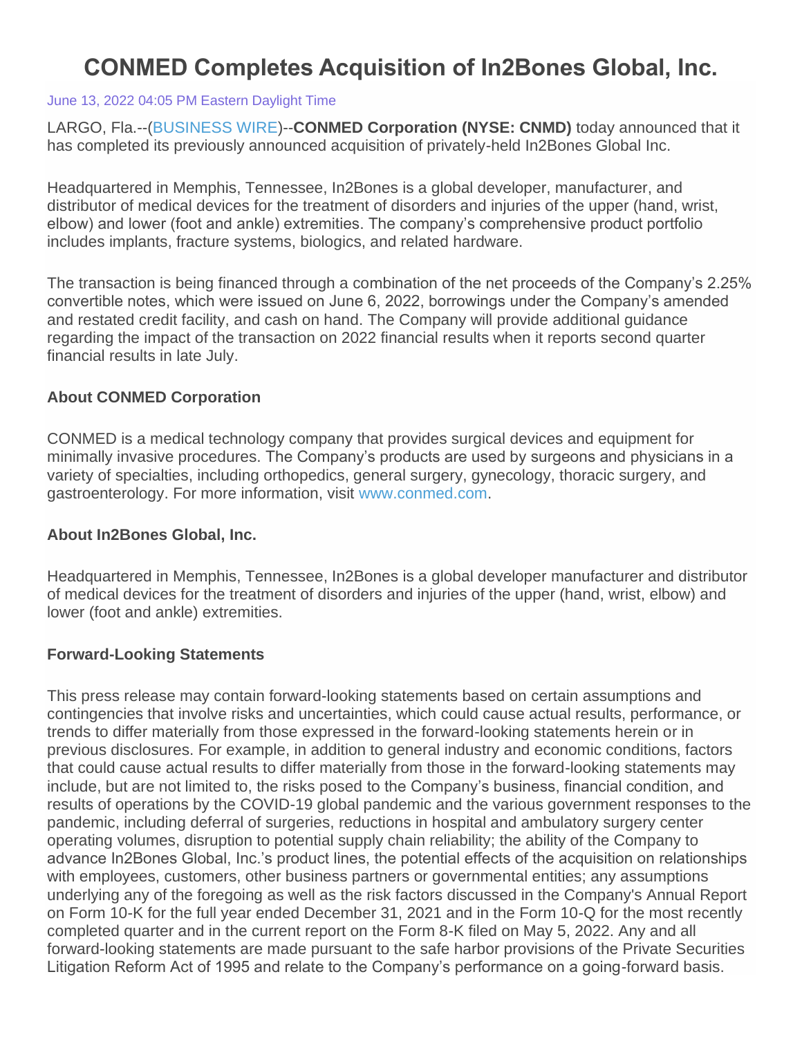# CONMED Completes Acquisition of In2Bones Global, Inc.

June 13, 2022 04:05 PM Eastern Daylight Time

LARGO, Fla.--(BUSINESS WIRE)--**CONMED Corporation (NYSE: CNMD)** today announced that it has completed its previously announced acquisition of privately-held In2Bones Global Inc.

Headquartered in Memphis, Tennessee, In2Bones is a global developer, manufacturer, and distributor of medical devices for the treatment of disorders and injuries of the upper (hand, wrist, elbow) and lower (foot and ankle) extremities. The company's comprehensive product portfolio includes implants, fracture systems, biologics, and related hardware.

The transaction is being financed through a combination of the net proceeds of the Company's 2.25% convertible notes, which were issued on June 6, 2022, borrowings under the Company's amended and restated credit facility, and cash on hand. The Company will provide additional guidance regarding the impact of the transaction on 2022 financial results when it reports second quarter financial results in late July.

### About CONMED Corporation

CONMED is a medical technology company that provides surgical devices and equipment for minimally invasive procedures. The Company's products are used by surgeons and physicians in a variety of specialties, including orthopedics, general surgery, gynecology, thoracic surgery, and gastroenterology. For more information, visit www.conmed.com.

### About In2Bones Global, Inc.

Headquartered in Memphis, Tennessee, In2Bones is a global developer manufacturer and distributor of medical devices for the treatment of disorders and injuries of the upper (hand, wrist, elbow) and lower (foot and ankle) extremities.

### Forward-Looking Statements

This press release may contain forward-looking statements based on certain assumptions and contingencies that involve risks and uncertainties, which could cause actual results, performance, or trends to differ materially from those expressed in the forward-looking statements herein or in previous disclosures. For example, in addition to general industry and economic conditions, factors that could cause actual results to differ materially from those in the forward-looking statements may include, but are not limited to, the risks posed to the Company's business, financial condition, and results of operations by the COVID-19 global pandemic and the various government responses to the pandemic, including deferral of surgeries, reductions in hospital and ambulatory surgery center operating volumes, disruption to potential supply chain reliability; the ability of the Company to advance In2Bones Global, Inc.'s product lines, the potential effects of the acquisition on relationships with employees, customers, other business partners or governmental entities; any assumptions underlying any of the foregoing as well as the risk factors discussed in the Company's Annual Report on Form 10-K for the full year ended December 31, 2021 and in the Form 10-Q for the most recently completed quarter and in the current report on the Form 8-K filed on May 5, 2022. Any and all forward-looking statements are made pursuant to the safe harbor provisions of the Private Securities Litigation Reform Act of 1995 and relate to the Company's performance on a going-forward basis.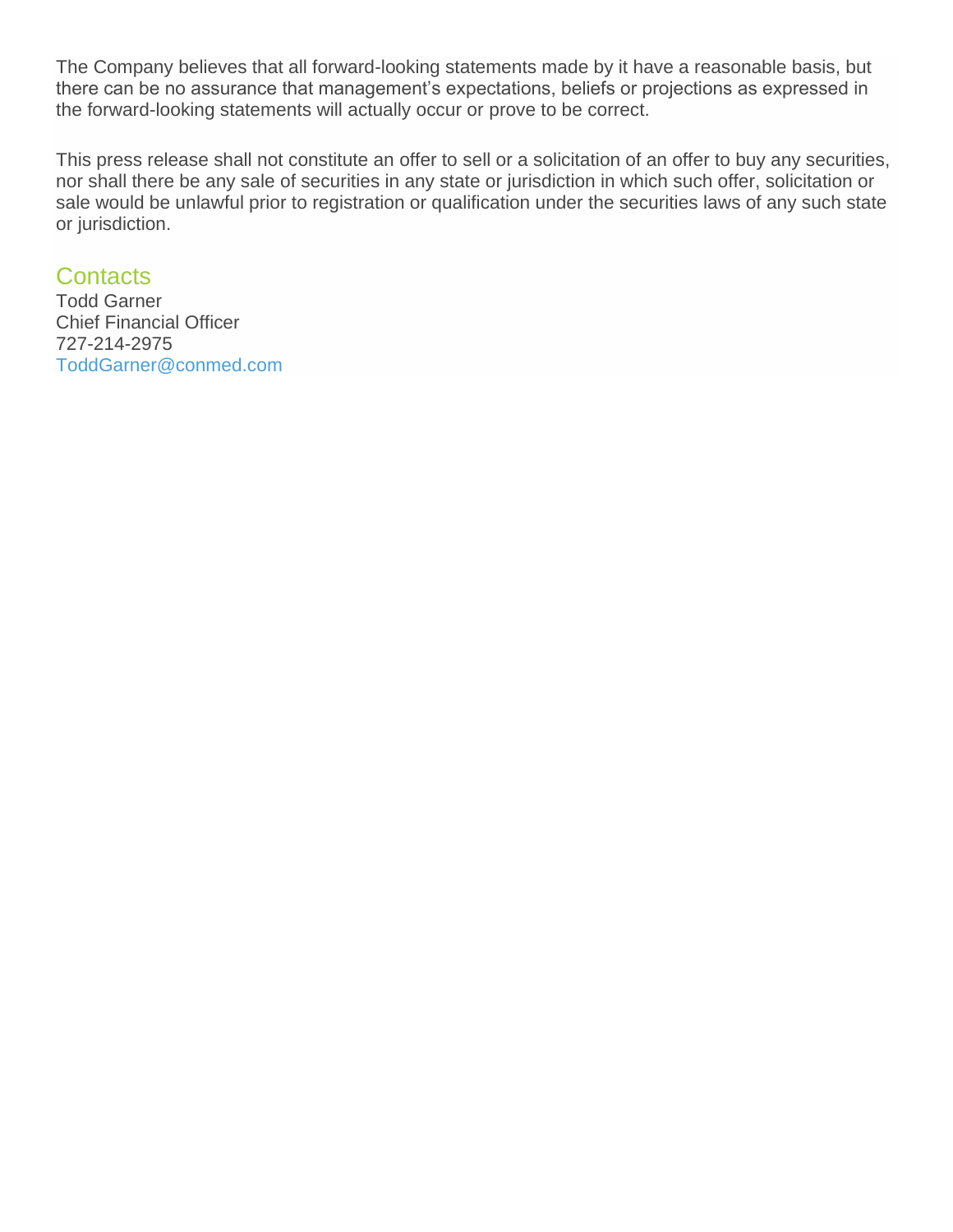The Company believes that all forward-looking statements made by it have a reasonable basis, but there can be no assurance that management's expectations, beliefs or projections as expressed in the forward-looking statements will actually occur or prove to be correct.

This press release shall not constitute an offer to sell or a solicitation of an offer to buy any securities, nor shall there be any sale of securities in any state or jurisdiction in which such offer, solicitation or sale would be unlawful prior to registration or qualification under the securities laws of any such state or jurisdiction.

## Contacts

Todd Garner
Chief Financial Officer
727-214-2975
ToddGarner@conmed.com